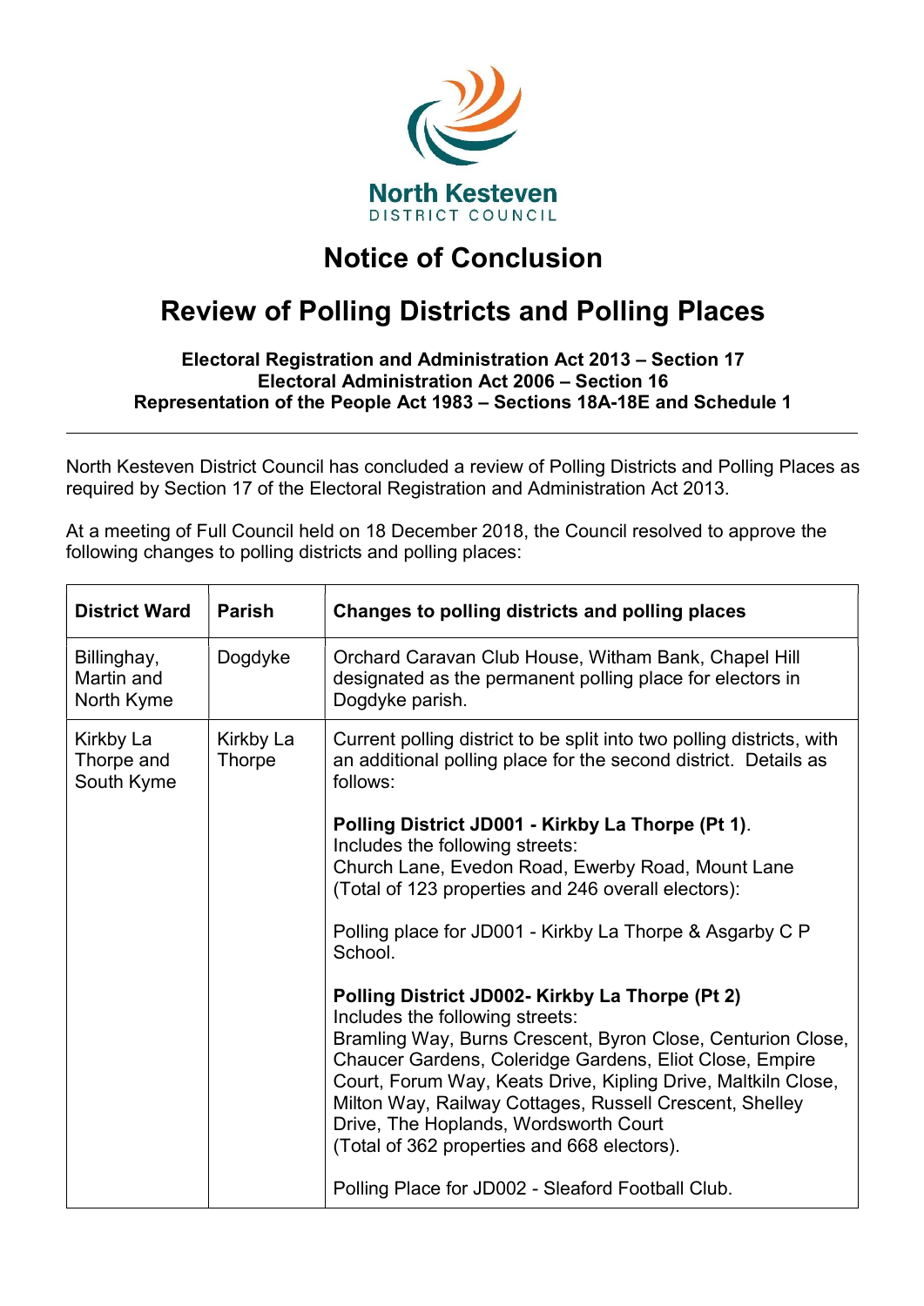North Kesteven
DISTRICT COUNCIL

# Notice of Conclusion

# Review of Polling Districts and Polling Places

**Electoral Registration and Administration Act 2013 – Section 17**
**Electoral Administration Act 2006 – Section 16**
**Representation of the People Act 1983 – Sections 18A-18E and Schedule 1**

---

North Kesteven District Council has concluded a review of Polling Districts and Polling Places as required by Section 17 of the Electoral Registration and Administration Act 2013.

At a meeting of Full Council held on 18 December 2018, the Council resolved to approve the following changes to polling districts and polling places:

| District Ward | Parish | Changes to polling districts and polling places |
|---|---|---|
| Billinghay, Martin and North Kyme | Dogdyke | Orchard Caravan Club House, Witham Bank, Chapel Hill designated as the permanent polling place for electors in Dogdyke parish. |
| Kirkby La Thorpe and South Kyme | Kirkby La Thorpe | Current polling district to be split into two polling districts, with an additional polling place for the second district. Details as follows:<br><br>**Polling District JD001 - Kirkby La Thorpe (Pt 1)**.<br>Includes the following streets:<br>Church Lane, Evedon Road, Ewerby Road, Mount Lane<br>(Total of 123 properties and 246 overall electors):<br><br>Polling place for JD001 - Kirkby La Thorpe & Asgarby C P School.<br><br>**Polling District JD002- Kirkby La Thorpe (Pt 2)**<br>Includes the following streets:<br>Bramling Way, Burns Crescent, Byron Close, Centurion Close, Chaucer Gardens, Coleridge Gardens, Eliot Close, Empire Court, Forum Way, Keats Drive, Kipling Drive, Maltkiln Close, Milton Way, Railway Cottages, Russell Crescent, Shelley Drive, The Hoplands, Wordsworth Court<br>(Total of 362 properties and 668 electors).<br><br>Polling Place for JD002 - Sleaford Football Club. |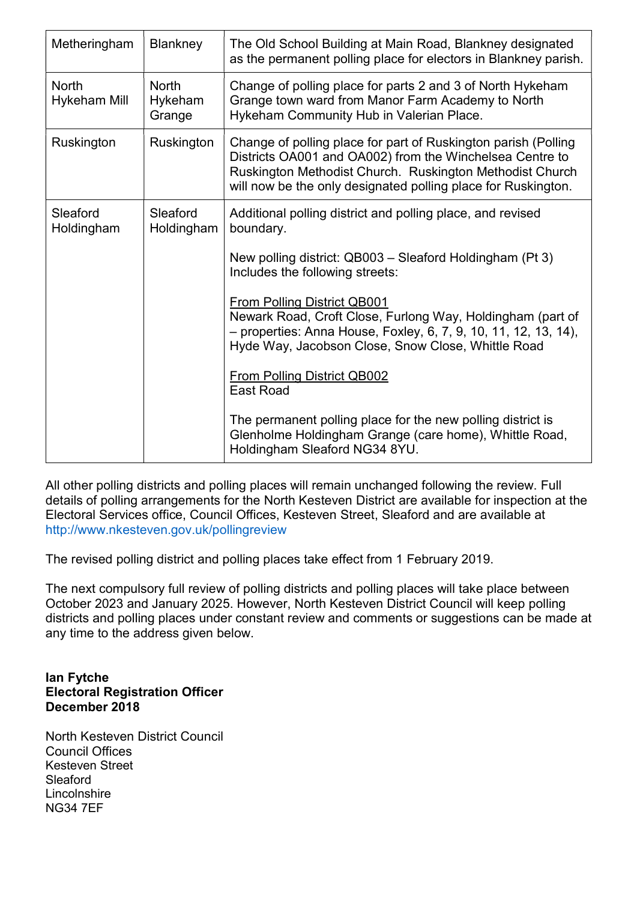| | | |
|---|---|---|
| Metheringham | Blankney | The Old School Building at Main Road, Blankney designated as the permanent polling place for electors in Blankney parish. |
| North Hykeham Mill | North Hykeham Grange | Change of polling place for parts 2 and 3 of North Hykeham Grange town ward from Manor Farm Academy to North Hykeham Community Hub in Valerian Place. |
| Ruskington | Ruskington | Change of polling place for part of Ruskington parish (Polling Districts OA001 and OA002) from the Winchelsea Centre to Ruskington Methodist Church. Ruskington Methodist Church will now be the only designated polling place for Ruskington. |
| Sleaford Holdingham | Sleaford Holdingham | Additional polling district and polling place, and revised boundary.<br><br>New polling district: QB003 – Sleaford Holdingham (Pt 3) Includes the following streets:<br><br><u>From Polling District QB001</u><br>Newark Road, Croft Close, Furlong Way, Holdingham (part of – properties: Anna House, Foxley, 6, 7, 9, 10, 11, 12, 13, 14), Hyde Way, Jacobson Close, Snow Close, Whittle Road<br><br><u>From Polling District QB002</u><br>East Road<br><br>The permanent polling place for the new polling district is Glenholme Holdingham Grange (care home), Whittle Road, Holdingham Sleaford NG34 8YU. |

All other polling districts and polling places will remain unchanged following the review. Full details of polling arrangements for the North Kesteven District are available for inspection at the Electoral Services office, Council Offices, Kesteven Street, Sleaford and are available at http://www.nkesteven.gov.uk/pollingreview

The revised polling district and polling places take effect from 1 February 2019.

The next compulsory full review of polling districts and polling places will take place between October 2023 and January 2025. However, North Kesteven District Council will keep polling districts and polling places under constant review and comments or suggestions can be made at any time to the address given below.

**Ian Fytche**
**Electoral Registration Officer**
**December 2018**

North Kesteven District Council
Council Offices
Kesteven Street
Sleaford
Lincolnshire
NG34 7EF